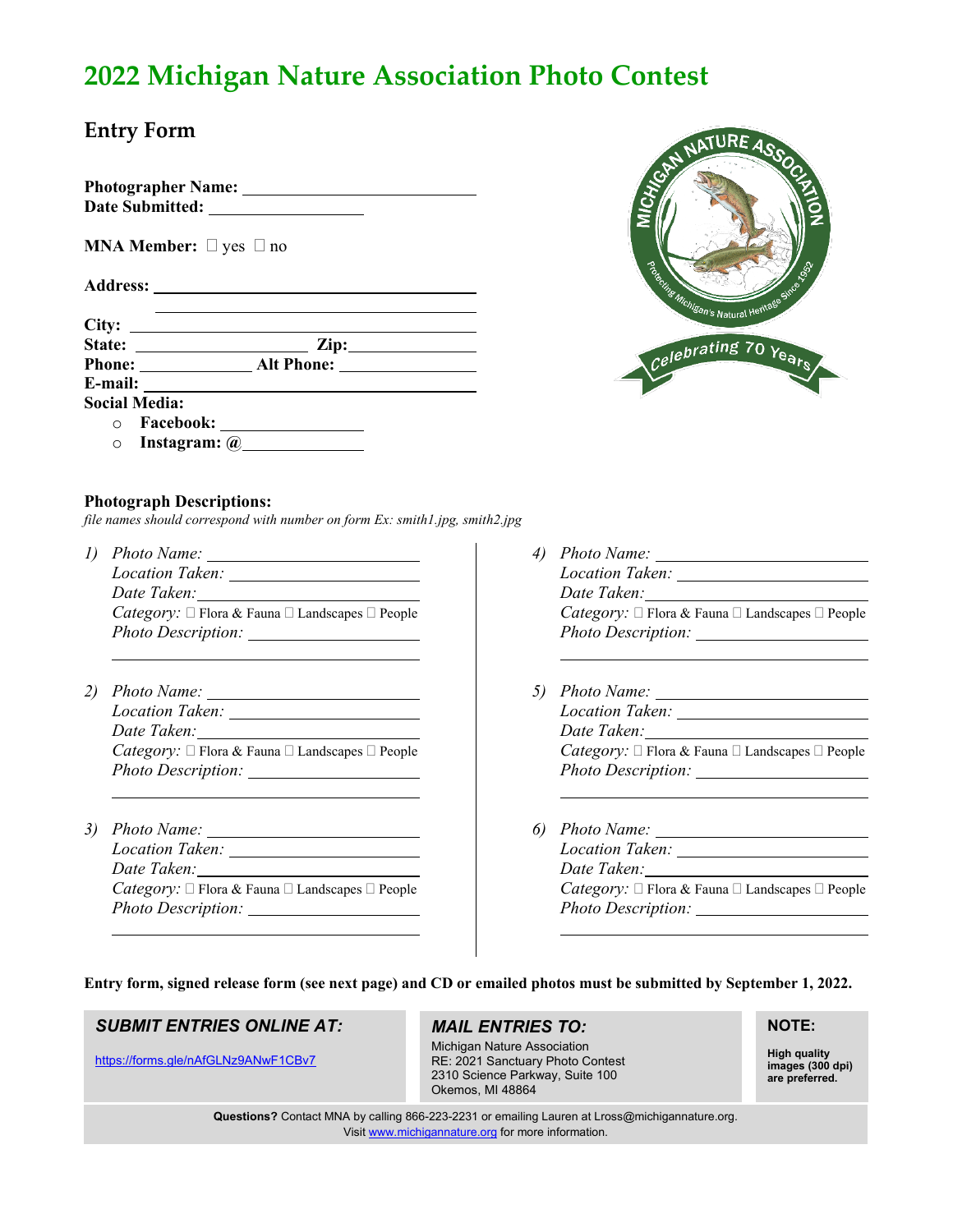# 2022 Michigan Nature Association Photo Contest

## Entry Form

**Photographer Name:** ____________________
**Date Submitted:** ____________________

**MNA Member:** ☐ yes ☐ no

**Address:** ____________________
____________________

**City:** ____________________
**State:** ____________________ **Zip:** ____________________
**Phone:** ____________________ **Alt Phone:** ____________________
**E-mail:** ____________________
**Social Media:**

- **Facebook:** ____________________
- **Instagram: @**____________________

### Photograph Descriptions:

*file names should correspond with number on form Ex: smith1.jpg, smith2.jpg*

1) *Photo Name:* ____________________
   *Location Taken:* ____________________
   *Date Taken:* ____________________
   *Category:* ☐ Flora & Fauna ☐ Landscapes ☐ People
   *Photo Description:* ____________________
   ____________________

2) *Photo Name:* ____________________
   *Location Taken:* ____________________
   *Date Taken:* ____________________
   *Category:* ☐ Flora & Fauna ☐ Landscapes ☐ People
   *Photo Description:* ____________________
   ____________________

3) *Photo Name:* ____________________
   *Location Taken:* ____________________
   *Date Taken:* ____________________
   *Category:* ☐ Flora & Fauna ☐ Landscapes ☐ People
   *Photo Description:* ____________________
   ____________________

4) *Photo Name:* ____________________
   *Location Taken:* ____________________
   *Date Taken:* ____________________
   *Category:* ☐ Flora & Fauna ☐ Landscapes ☐ People
   *Photo Description:* ____________________
   ____________________

5) *Photo Name:* ____________________
   *Location Taken:* ____________________
   *Date Taken:* ____________________
   *Category:* ☐ Flora & Fauna ☐ Landscapes ☐ People
   *Photo Description:* ____________________
   ____________________

6) *Photo Name:* ____________________
   *Location Taken:* ____________________
   *Date Taken:* ____________________
   *Category:* ☐ Flora & Fauna ☐ Landscapes ☐ People
   *Photo Description:* ____________________
   ____________________

**Entry form, signed release form (see next page) and CD or emailed photos must be submitted by September 1, 2022.**

***SUBMIT ENTRIES ONLINE AT:***

https://forms.gle/nAfGLNz9ANwF1CBv7

***MAIL ENTRIES TO:***

Michigan Nature Association
RE: 2021 Sanctuary Photo Contest
2310 Science Parkway, Suite 100
Okemos, MI 48864

**NOTE:**

**High quality images (300 dpi) are preferred.**

**Questions?** Contact MNA by calling 866-223-2231 or emailing Lauren at Lross@michigannature.org.
Visit www.michigannature.org for more information.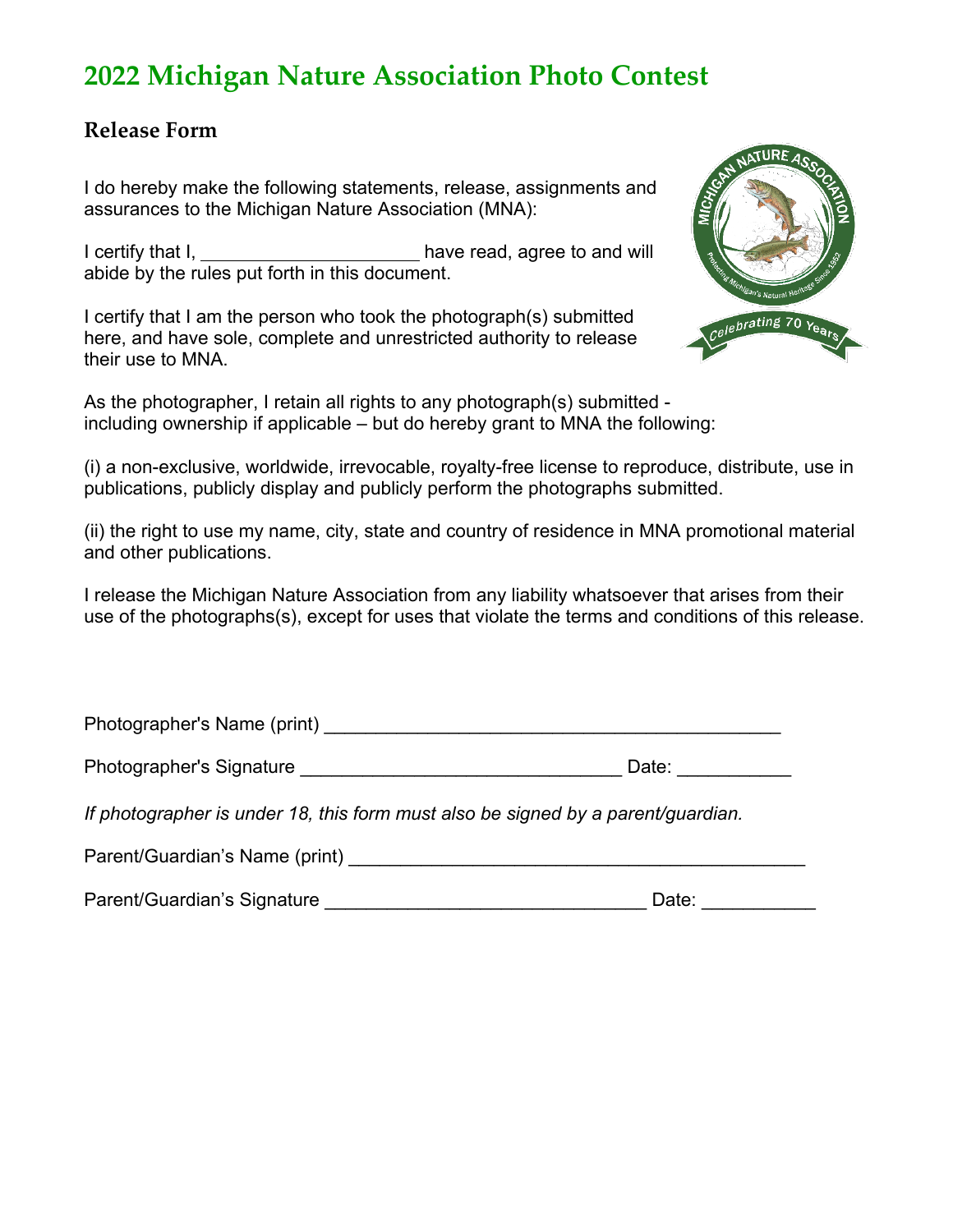# 2022 Michigan Nature Association Photo Contest

## Release Form

I do hereby make the following statements, release, assignments and assurances to the Michigan Nature Association (MNA):

I certify that I, ______________________ have read, agree to and will abide by the rules put forth in this document.

I certify that I am the person who took the photograph(s) submitted here, and have sole, complete and unrestricted authority to release their use to MNA.

As the photographer, I retain all rights to any photograph(s) submitted - including ownership if applicable – but do hereby grant to MNA the following:

(i) a non-exclusive, worldwide, irrevocable, royalty-free license to reproduce, distribute, use in publications, publicly display and publicly perform the photographs submitted.

(ii) the right to use my name, city, state and country of residence in MNA promotional material and other publications.

I release the Michigan Nature Association from any liability whatsoever that arises from their use of the photographs(s), except for uses that violate the terms and conditions of this release.

Photographer's Name (print) _____________________________________________

Photographer's Signature ________________________________ Date: ___________

*If photographer is under 18, this form must also be signed by a parent/guardian.*

Parent/Guardian's Name (print) _____________________________________________

Parent/Guardian's Signature ________________________________ Date: ___________